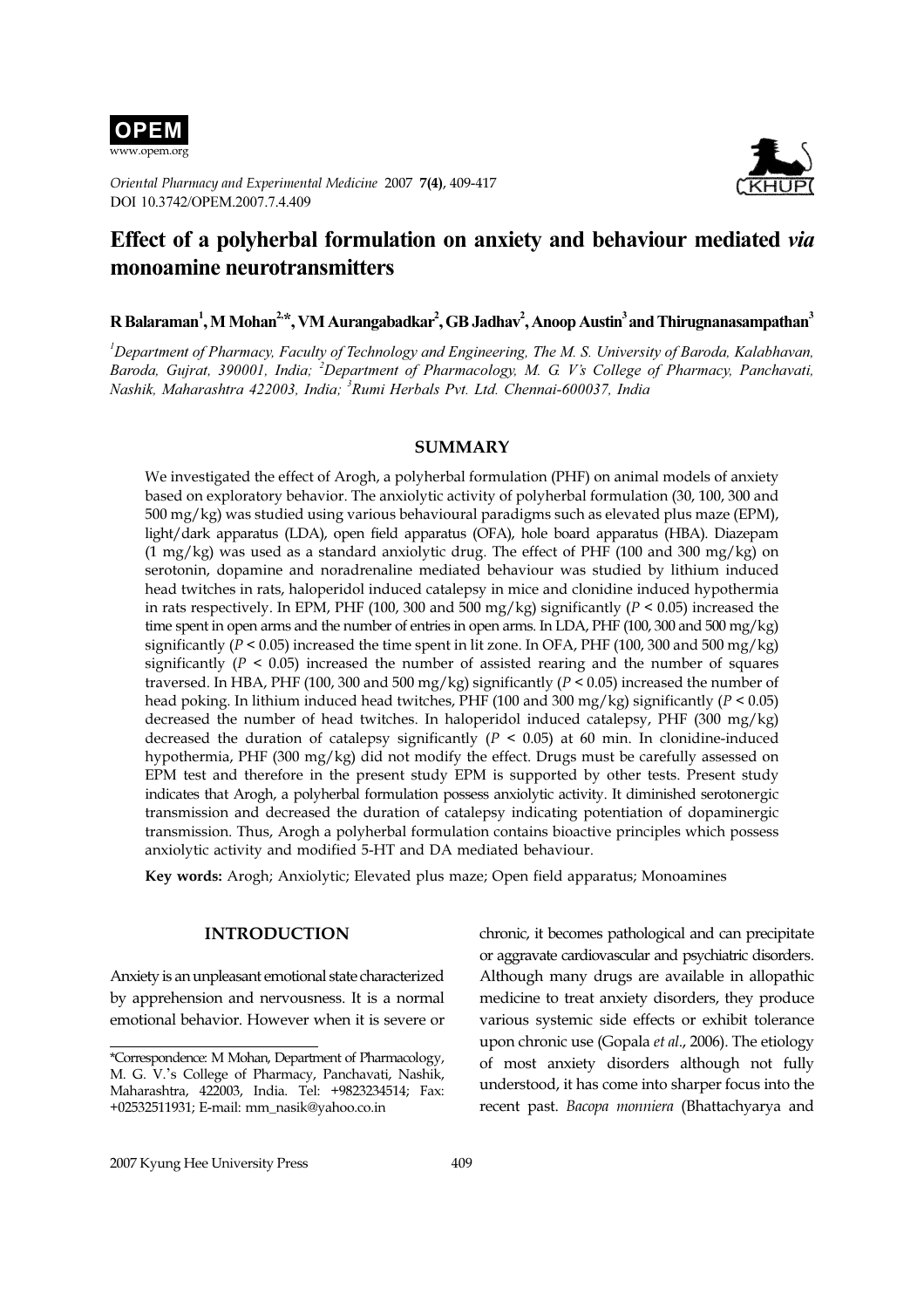# Effect of a polyherbal formulation on anxiety and behaviour mediated *via* monoamine neurotransmitters

**R Balaraman[1], M Mohan[2,*], VM Aurangabadkar[2], GB Jadhav[2], Anoop Austin[3] and Thirugnanasampathan[3]**

*[1]Department of Pharmacy, Faculty of Technology and Engineering, The M. S. University of Baroda, Kalabhavan, Baroda, Gujrat, 390001, India; [2]Department of Pharmacology, M. G. V's College of Pharmacy, Panchavati, Nashik, Maharashtra 422003, India; [3]Rumi Herbals Pvt. Ltd. Chennai-600037, India*

## SUMMARY

We investigated the effect of Arogh, a polyherbal formulation (PHF) on animal models of anxiety based on exploratory behavior. The anxiolytic activity of polyherbal formulation (30, 100, 300 and 500 mg/kg) was studied using various behavioural paradigms such as elevated plus maze (EPM), light/dark apparatus (LDA), open field apparatus (OFA), hole board apparatus (HBA). Diazepam (1 mg/kg) was used as a standard anxiolytic drug. The effect of PHF (100 and 300 mg/kg) on serotonin, dopamine and noradrenaline mediated behaviour was studied by lithium induced head twitches in rats, haloperidol induced catalepsy in mice and clonidine induced hypothermia in rats respectively. In EPM, PHF (100, 300 and 500 mg/kg) significantly ($P < 0.05$) increased the time spent in open arms and the number of entries in open arms. In LDA, PHF (100, 300 and 500 mg/kg) significantly ($P < 0.05$) increased the time spent in lit zone. In OFA, PHF (100, 300 and 500 mg/kg) significantly ($P < 0.05$) increased the number of assisted rearing and the number of squares traversed. In HBA, PHF (100, 300 and 500 mg/kg) significantly ($P < 0.05$) increased the number of head poking. In lithium induced head twitches, PHF (100 and 300 mg/kg) significantly ($P < 0.05$) decreased the number of head twitches. In haloperidol induced catalepsy, PHF (300 mg/kg) decreased the duration of catalepsy significantly ($P < 0.05$) at 60 min. In clonidine-induced hypothermia, PHF (300 mg/kg) did not modify the effect. Drugs must be carefully assessed on EPM test and therefore in the present study EPM is supported by other tests. Present study indicates that Arogh, a polyherbal formulation possess anxiolytic activity. It diminished serotonergic transmission and decreased the duration of catalepsy indicating potentiation of dopaminergic transmission. Thus, Arogh a polyherbal formulation contains bioactive principles which possess anxiolytic activity and modified 5-HT and DA mediated behaviour.

**Key words:** Arogh; Anxiolytic; Elevated plus maze; Open field apparatus; Monoamines

## INTRODUCTION

Anxiety is an unpleasant emotional state characterized by apprehension and nervousness. It is a normal emotional behavior. However when it is severe or chronic, it becomes pathological and can precipitate or aggravate cardiovascular and psychiatric disorders. Although many drugs are available in allopathic medicine to treat anxiety disorders, they produce various systemic side effects or exhibit tolerance upon chronic use (Gopala *et al*., 2006). The etiology of most anxiety disorders although not fully understood, it has come into sharper focus into the recent past. *Bacopa monniera* (Bhattachyarya and

*Correspondence: M Mohan, Department of Pharmacology, M. G. V.'s College of Pharmacy, Panchavati, Nashik, Maharashtra, 422003, India. Tel: +9823234514; Fax: +02532511931; E-mail: mm_nasik@yahoo.co.in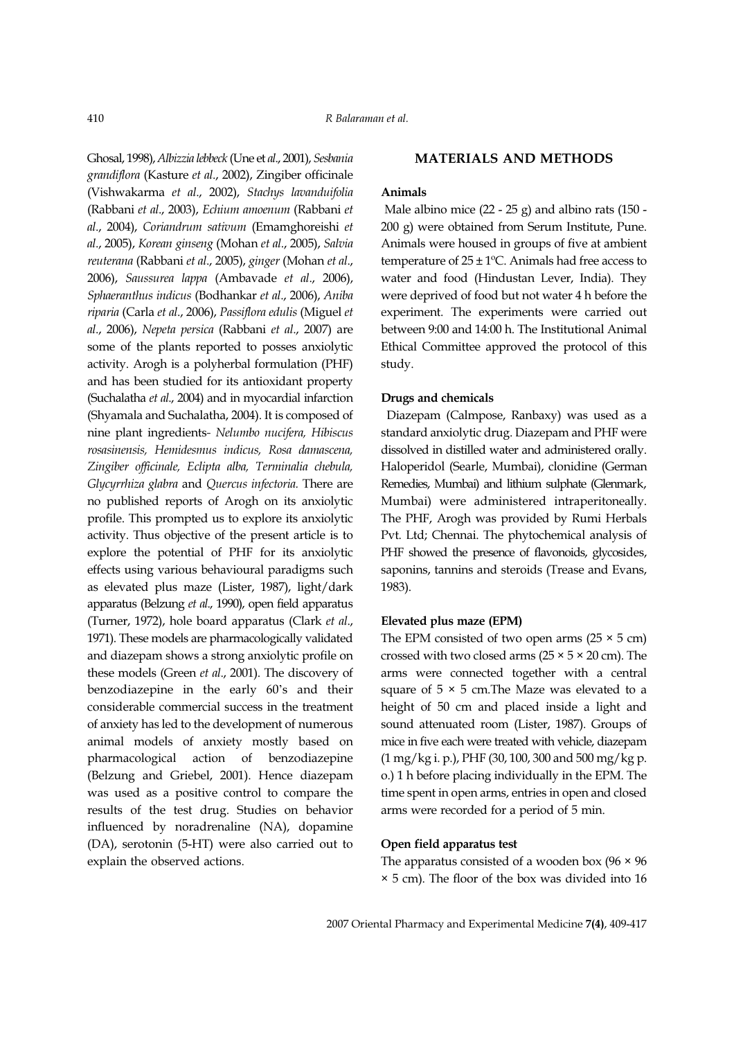Ghosal, 1998), *Albizzia lebbeck* (Une et *al*., 2001), *Sesbania grandiflora* (Kasture *et al*., 2002), Zingiber officinale (Vishwakarma *et al*., 2002), *Stachys lavanduifolia* (Rabbani *et al*., 2003), *Echium amoenum* (Rabbani *et al*., 2004), *Coriandrum sativum* (Emamghoreishi *et al*., 2005), *Korean ginseng* (Mohan *et al*., 2005), *Salvia reuterana* (Rabbani *et al*., 2005), *ginger* (Mohan *et al*., 2006), *Saussurea lappa* (Ambavade *et al*., 2006), *Sphaeranthus indicus* (Bodhankar *et al*., 2006), *Aniba riparia* (Carla *et al*., 2006), *Passiflora edulis* (Miguel *et al*., 2006), *Nepeta persica* (Rabbani *et al*., 2007) are some of the plants reported to posses anxiolytic activity. Arogh is a polyherbal formulation (PHF) and has been studied for its antioxidant property (Suchalatha *et al*., 2004) and in myocardial infarction (Shyamala and Suchalatha, 2004). It is composed of nine plant ingredients- *Nelumbo nucifera, Hibiscus rosasinensis, Hemidesmus indicus, Rosa damascena, Zingiber officinale, Eclipta alba, Terminalia chebula, Glycyrrhiza glabra* and *Quercus infectoria.* There are no published reports of Arogh on its anxiolytic profile. This prompted us to explore its anxiolytic activity. Thus objective of the present article is to explore the potential of PHF for its anxiolytic effects using various behavioural paradigms such as elevated plus maze (Lister, 1987), light/dark apparatus (Belzung *et al*., 1990), open field apparatus (Turner, 1972), hole board apparatus (Clark *et al*., 1971). These models are pharmacologically validated and diazepam shows a strong anxiolytic profile on these models (Green *et al*., 2001). The discovery of benzodiazepine in the early 60's and their considerable commercial success in the treatment of anxiety has led to the development of numerous animal models of anxiety mostly based on pharmacological action of benzodiazepine (Belzung and Griebel, 2001). Hence diazepam was used as a positive control to compare the results of the test drug. Studies on behavior influenced by noradrenaline (NA), dopamine (DA), serotonin (5-HT) were also carried out to explain the observed actions.

## MATERIALS AND METHODS

### Animals

Male albino mice (22 - 25 g) and albino rats (150 - 200 g) were obtained from Serum Institute, Pune. Animals were housed in groups of five at ambient temperature of 25 ± 1ºC. Animals had free access to water and food (Hindustan Lever, India). They were deprived of food but not water 4 h before the experiment. The experiments were carried out between 9:00 and 14:00 h. The Institutional Animal Ethical Committee approved the protocol of this study.

### Drugs and chemicals

Diazepam (Calmpose, Ranbaxy) was used as a standard anxiolytic drug. Diazepam and PHF were dissolved in distilled water and administered orally. Haloperidol (Searle, Mumbai), clonidine (German Remedies, Mumbai) and lithium sulphate (Glenmark, Mumbai) were administered intraperitoneally. The PHF, Arogh was provided by Rumi Herbals Pvt. Ltd; Chennai. The phytochemical analysis of PHF showed the presence of flavonoids, glycosides, saponins, tannins and steroids (Trease and Evans, 1983).

### Elevated plus maze (EPM)

The EPM consisted of two open arms (25 × 5 cm) crossed with two closed arms (25 × 5 × 20 cm). The arms were connected together with a central square of 5 × 5 cm.The Maze was elevated to a height of 50 cm and placed inside a light and sound attenuated room (Lister, 1987). Groups of mice in five each were treated with vehicle, diazepam (1 mg/kg i. p.), PHF (30, 100, 300 and 500 mg/kg p. o.) 1 h before placing individually in the EPM. The time spent in open arms, entries in open and closed arms were recorded for a period of 5 min.

### Open field apparatus test

The apparatus consisted of a wooden box (96 × 96 × 5 cm). The floor of the box was divided into 16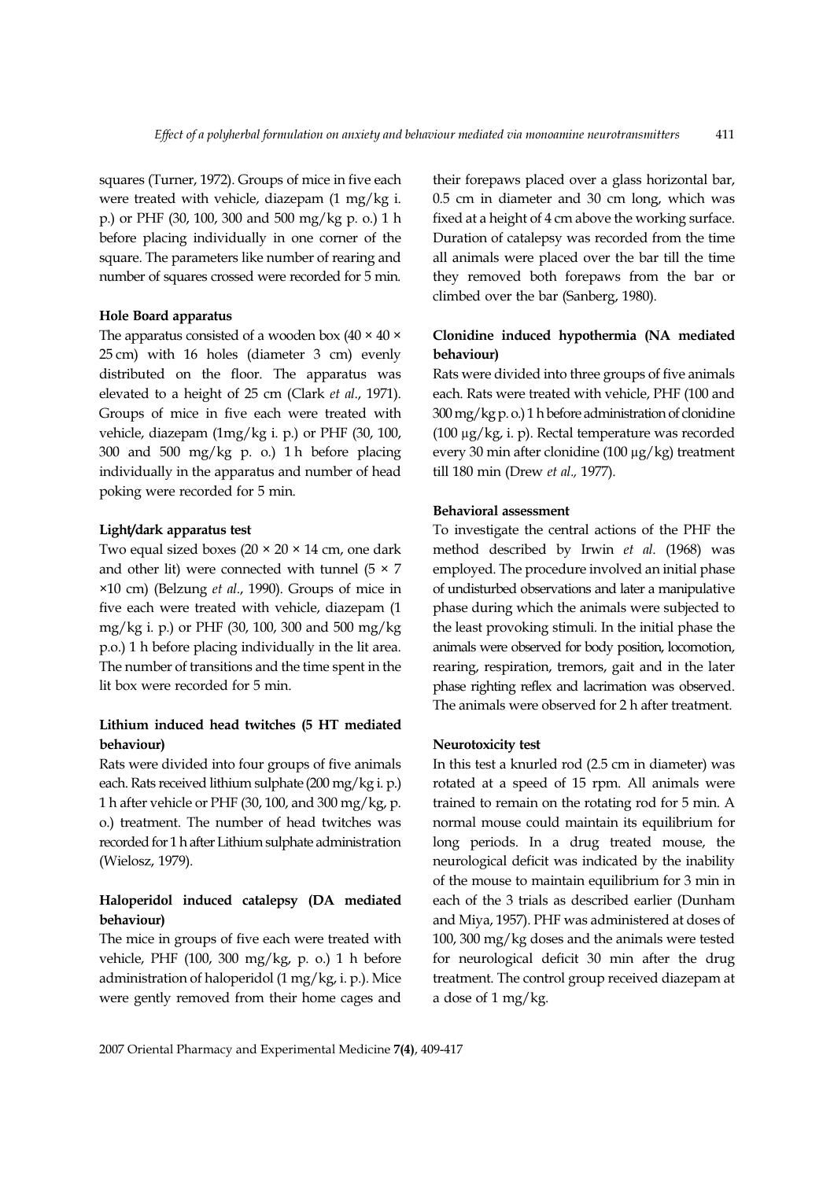squares (Turner, 1972). Groups of mice in five each were treated with vehicle, diazepam (1 mg/kg i. p.) or PHF (30, 100, 300 and 500 mg/kg p. o.) 1 h before placing individually in one corner of the square. The parameters like number of rearing and number of squares crossed were recorded for 5 min.

### Hole Board apparatus

The apparatus consisted of a wooden box (40 × 40 × 25 cm) with 16 holes (diameter 3 cm) evenly distributed on the floor. The apparatus was elevated to a height of 25 cm (Clark *et al*., 1971). Groups of mice in five each were treated with vehicle, diazepam (1mg/kg i. p.) or PHF (30, 100, 300 and 500 mg/kg p. o.) 1 h before placing individually in the apparatus and number of head poking were recorded for 5 min.

### Light/dark apparatus test

Two equal sized boxes (20 × 20 × 14 cm, one dark and other lit) were connected with tunnel (5 × 7 ×10 cm) (Belzung *et al*., 1990). Groups of mice in five each were treated with vehicle, diazepam (1 mg/kg i. p.) or PHF (30, 100, 300 and 500 mg/kg p.o.) 1 h before placing individually in the lit area. The number of transitions and the time spent in the lit box were recorded for 5 min.

### Lithium induced head twitches (5 HT mediated behaviour)

Rats were divided into four groups of five animals each. Rats received lithium sulphate (200 mg/kg i. p.) 1 h after vehicle or PHF (30, 100, and 300 mg/kg, p. o.) treatment. The number of head twitches was recorded for 1 h after Lithium sulphate administration (Wielosz, 1979).

### Haloperidol induced catalepsy (DA mediated behaviour)

The mice in groups of five each were treated with vehicle, PHF (100, 300 mg/kg, p. o.) 1 h before administration of haloperidol (1 mg/kg, i. p.). Mice were gently removed from their home cages and their forepaws placed over a glass horizontal bar, 0.5 cm in diameter and 30 cm long, which was fixed at a height of 4 cm above the working surface. Duration of catalepsy was recorded from the time all animals were placed over the bar till the time they removed both forepaws from the bar or climbed over the bar (Sanberg, 1980).

### Clonidine induced hypothermia (NA mediated behaviour)

Rats were divided into three groups of five animals each. Rats were treated with vehicle, PHF (100 and 300 mg/kg p. o.) 1 h before administration of clonidine (100 µg/kg, i. p). Rectal temperature was recorded every 30 min after clonidine (100 µg/kg) treatment till 180 min (Drew *et al.,* 1977).

### Behavioral assessment

To investigate the central actions of the PHF the method described by Irwin *et al.* (1968) was employed. The procedure involved an initial phase of undisturbed observations and later a manipulative phase during which the animals were subjected to the least provoking stimuli. In the initial phase the animals were observed for body position, locomotion, rearing, respiration, tremors, gait and in the later phase righting reflex and lacrimation was observed. The animals were observed for 2 h after treatment.

### Neurotoxicity test

In this test a knurled rod (2.5 cm in diameter) was rotated at a speed of 15 rpm. All animals were trained to remain on the rotating rod for 5 min. A normal mouse could maintain its equilibrium for long periods. In a drug treated mouse, the neurological deficit was indicated by the inability of the mouse to maintain equilibrium for 3 min in each of the 3 trials as described earlier (Dunham and Miya, 1957). PHF was administered at doses of 100, 300 mg/kg doses and the animals were tested for neurological deficit 30 min after the drug treatment. The control group received diazepam at a dose of 1 mg/kg.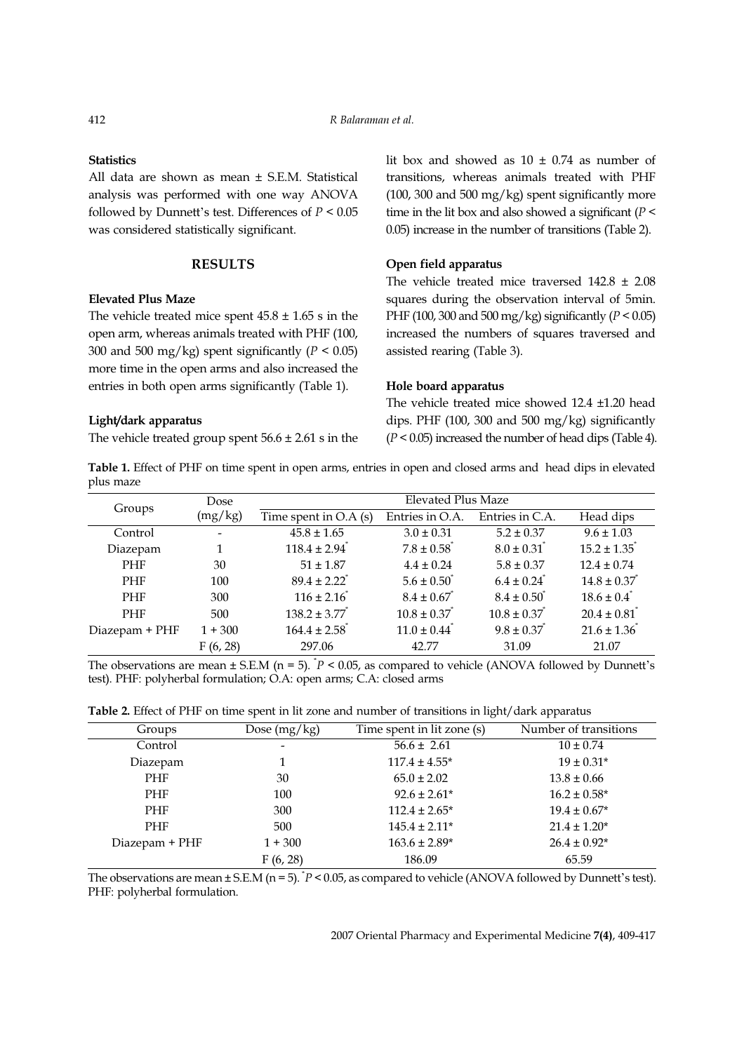**Statistics**

All data are shown as mean ± S.E.M. Statistical analysis was performed with one way ANOVA followed by Dunnett's test. Differences of $P < 0.05$ was considered statistically significant.

## RESULTS

**Elevated Plus Maze**

The vehicle treated mice spent 45.8 ± 1.65 s in the open arm, whereas animals treated with PHF (100, 300 and 500 mg/kg) spent significantly ($P < 0.05$) more time in the open arms and also increased the entries in both open arms significantly (Table 1).

**Light/dark apparatus**

The vehicle treated group spent 56.6 ± 2.61 s in the lit box and showed as 10 ± 0.74 as number of transitions, whereas animals treated with PHF (100, 300 and 500 mg/kg) spent significantly more time in the lit box and also showed a significant ($P < 0.05$) increase in the number of transitions (Table 2).

**Open field apparatus**

The vehicle treated mice traversed 142.8 ± 2.08 squares during the observation interval of 5min. PHF (100, 300 and 500 mg/kg) significantly ($P < 0.05$) increased the numbers of squares traversed and assisted rearing (Table 3).

**Hole board apparatus**

The vehicle treated mice showed 12.4 ±1.20 head dips. PHF (100, 300 and 500 mg/kg) significantly ($P < 0.05$) increased the number of head dips (Table 4).

**Table 1.** Effect of PHF on time spent in open arms, entries in open and closed arms and head dips in elevated plus maze

| Groups | Dose (mg/kg) | Elevated Plus Maze | | | |
|---|---|---|---|---|---|
| | | Time spent in O.A (s) | Entries in O.A. | Entries in C.A. | Head dips |
| Control | - | 45.8 ± 1.65 | 3.0 ± 0.31 | 5.2 ± 0.37 | 9.6 ± 1.03 |
| Diazepam | 1 | 118.4 ± 2.94* | 7.8 ± 0.58* | 8.0 ± 0.31* | 15.2 ± 1.35* |
| PHF | 30 | 51 ± 1.87 | 4.4 ± 0.24 | 5.8 ± 0.37 | 12.4 ± 0.74 |
| PHF | 100 | 89.4 ± 2.22* | 5.6 ± 0.50* | 6.4 ± 0.24* | 14.8 ± 0.37* |
| PHF | 300 | 116 ± 2.16* | 8.4 ± 0.67* | 8.4 ± 0.50* | 18.6 ± 0.4* |
| PHF | 500 | 138.2 ± 3.77* | 10.8 ± 0.37* | 10.8 ± 0.37* | 20.4 ± 0.81* |
| Diazepam + PHF | 1 + 300 | 164.4 ± 2.58* | 11.0 ± 0.44* | 9.8 ± 0.37* | 21.6 ± 1.36* |
| | F (6, 28) | 297.06 | 42.77 | 31.09 | 21.07 |

The observations are mean ± S.E.M (n = 5). *$P < 0.05$, as compared to vehicle (ANOVA followed by Dunnett's test). PHF: polyherbal formulation; O.A: open arms; C.A: closed arms

**Table 2.** Effect of PHF on time spent in lit zone and number of transitions in light/dark apparatus

| Groups | Dose (mg/kg) | Time spent in lit zone (s) | Number of transitions |
|---|---|---|---|
| Control | - | 56.6 ± 2.61 | 10 ± 0.74 |
| Diazepam | 1 | 117.4 ± 4.55* | 19 ± 0.31* |
| PHF | 30 | 65.0 ± 2.02 | 13.8 ± 0.66 |
| PHF | 100 | 92.6 ± 2.61* | 16.2 ± 0.58* |
| PHF | 300 | 112.4 ± 2.65* | 19.4 ± 0.67* |
| PHF | 500 | 145.4 ± 2.11* | 21.4 ± 1.20* |
| Diazepam + PHF | 1 + 300 | 163.6 ± 2.89* | 26.4 ± 0.92* |
| | F (6, 28) | 186.09 | 65.59 |

The observations are mean ± S.E.M (n = 5). *$P < 0.05$, as compared to vehicle (ANOVA followed by Dunnett's test). PHF: polyherbal formulation.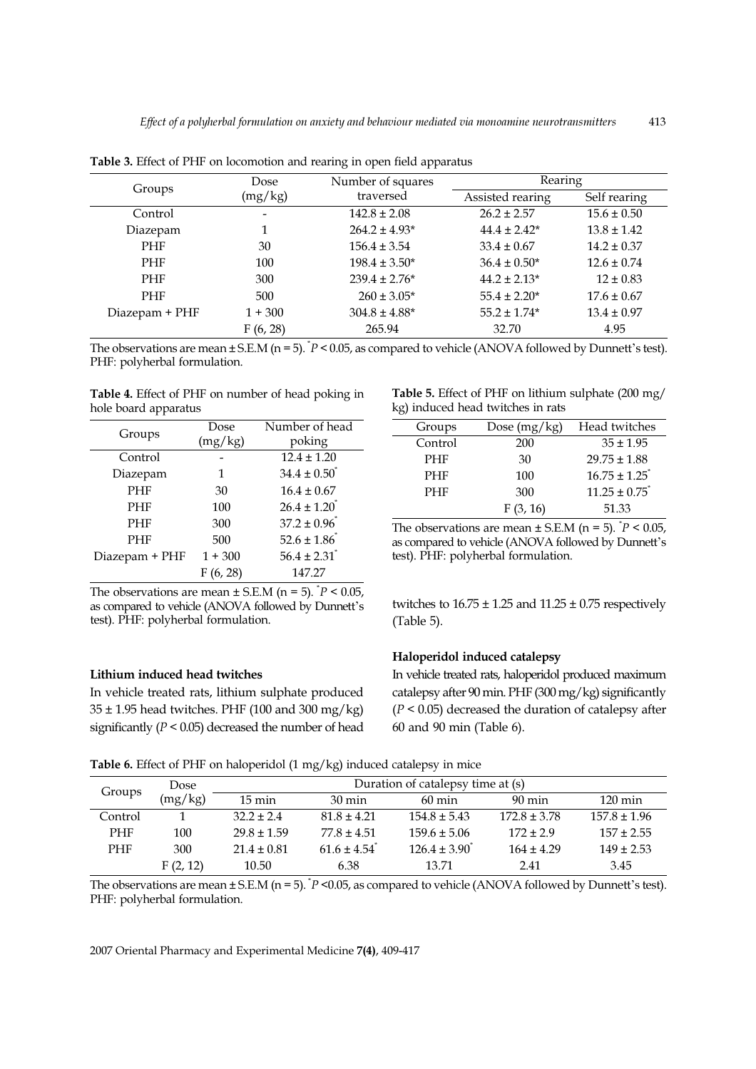**Table 3.** Effect of PHF on locomotion and rearing in open field apparatus

| Groups | Dose (mg/kg) | Number of squares traversed | Rearing | |
|---|---|---|---|---|
| | | | Assisted rearing | Self rearing |
| Control | - | 142.8 ± 2.08 | 26.2 ± 2.57 | 15.6 ± 0.50 |
| Diazepam | 1 | 264.2 ± 4.93* | 44.4 ± 2.42* | 13.8 ± 1.42 |
| PHF | 30 | 156.4 ± 3.54 | 33.4 ± 0.67 | 14.2 ± 0.37 |
| PHF | 100 | 198.4 ± 3.50* | 36.4 ± 0.50* | 12.6 ± 0.74 |
| PHF | 300 | 239.4 ± 2.76* | 44.2 ± 2.13* | 12 ± 0.83 |
| PHF | 500 | 260 ± 3.05* | 55.4 ± 2.20* | 17.6 ± 0.67 |
| Diazepam + PHF | 1 + 300 | 304.8 ± 4.88* | 55.2 ± 1.74* | 13.4 ± 0.97 |
| | F (6, 28) | 265.94 | 32.70 | 4.95 |

The observations are mean ± S.E.M (n = 5). *$P < 0.05$, as compared to vehicle (ANOVA followed by Dunnett's test). PHF: polyherbal formulation.

**Table 4.** Effect of PHF on number of head poking in hole board apparatus

| Groups | Dose (mg/kg) | Number of head poking |
|---|---|---|
| Control | - | 12.4 ± 1.20 |
| Diazepam | 1 | 34.4 ± 0.50* |
| PHF | 30 | 16.4 ± 0.67 |
| PHF | 100 | 26.4 ± 1.20* |
| PHF | 300 | 37.2 ± 0.96* |
| PHF | 500 | 52.6 ± 1.86* |
| Diazepam + PHF | 1 + 300 | 56.4 ± 2.31* |
| | F (6, 28) | 147.27 |

The observations are mean ± S.E.M (n = 5). *$P < 0.05$, as compared to vehicle (ANOVA followed by Dunnett's test). PHF: polyherbal formulation.

**Table 5.** Effect of PHF on lithium sulphate (200 mg/kg) induced head twitches in rats

| Groups | Dose (mg/kg) | Head twitches |
|---|---|---|
| Control | 200 | 35 ± 1.95 |
| PHF | 30 | 29.75 ± 1.88 |
| PHF | 100 | 16.75 ± 1.25* |
| PHF | 300 | 11.25 ± 0.75* |
| | F (3, 16) | 51.33 |

The observations are mean ± S.E.M (n = 5). *$P < 0.05$, as compared to vehicle (ANOVA followed by Dunnett's test). PHF: polyherbal formulation.

### Lithium induced head twitches

In vehicle treated rats, lithium sulphate produced 35 ± 1.95 head twitches. PHF (100 and 300 mg/kg) significantly ($P < 0.05$) decreased the number of head twitches to 16.75 ± 1.25 and 11.25 ± 0.75 respectively (Table 5).

### Haloperidol induced catalepsy

In vehicle treated rats, haloperidol produced maximum catalepsy after 90 min. PHF (300 mg/kg) significantly ($P < 0.05$) decreased the duration of catalepsy after 60 and 90 min (Table 6).

**Table 6.** Effect of PHF on haloperidol (1 mg/kg) induced catalepsy in mice

| Groups | Dose (mg/kg) | Duration of catalepsy time at (s) | | | | |
|---|---|---|---|---|---|---|
| | | 15 min | 30 min | 60 min | 90 min | 120 min |
| Control | 1 | 32.2 ± 2.4 | 81.8 ± 4.21 | 154.8 ± 5.43 | 172.8 ± 3.78 | 157.8 ± 1.96 |
| PHF | 100 | 29.8 ± 1.59 | 77.8 ± 4.51 | 159.6 ± 5.06 | 172 ± 2.9 | 157 ± 2.55 |
| PHF | 300 | 21.4 ± 0.81 | 61.6 ± 4.54* | 126.4 ± 3.90* | 164 ± 4.29 | 149 ± 2.53 |
| | F (2, 12) | 10.50 | 6.38 | 13.71 | 2.41 | 3.45 |

The observations are mean ± S.E.M (n = 5). *$P < 0.05$, as compared to vehicle (ANOVA followed by Dunnett's test). PHF: polyherbal formulation.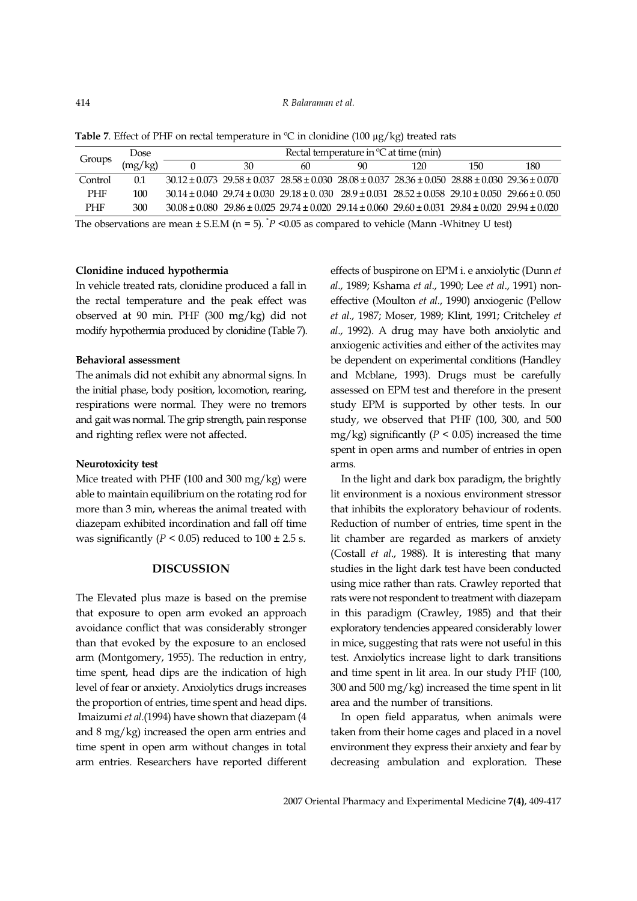**Table 7**. Effect of PHF on rectal temperature in °C in clonidine (100 µg/kg) treated rats

| Groups | Dose (mg/kg) | Rectal temperature in °C at time (min) | | | | | | |
|---|---|---|---|---|---|---|---|---|
| | | 0 | 30 | 60 | 90 | 120 | 150 | 180 |
| Control | 0.1 | 30.12 ± 0.073 | 29.58 ± 0.037 | 28.58 ± 0.030 | 28.08 ± 0.037 | 28.36 ± 0.050 | 28.88 ± 0.030 | 29.36 ± 0.070 |
| PHF | 100 | 30.14 ± 0.040 | 29.74 ± 0.030 | 29.18 ± 0. 030 | 28.9 ± 0.031 | 28.52 ± 0.058 | 29.10 ± 0.050 | 29.66 ± 0. 050 |
| PHF | 300 | 30.08 ± 0.080 | 29.86 ± 0.025 | 29.74 ± 0.020 | 29.14 ± 0.060 | 29.60 ± 0.031 | 29.84 ± 0.020 | 29.94 ± 0.020 |

The observations are mean ± S.E.M (n = 5). *$P$ <0.05 as compared to vehicle (Mann -Whitney U test)

**Clonidine induced hypothermia**

In vehicle treated rats, clonidine produced a fall in the rectal temperature and the peak effect was observed at 90 min. PHF (300 mg/kg) did not modify hypothermia produced by clonidine (Table 7).

**Behavioral assessment**

The animals did not exhibit any abnormal signs. In the initial phase, body position, locomotion, rearing, respirations were normal. They were no tremors and gait was normal. The grip strength, pain response and righting reflex were not affected.

**Neurotoxicity test**

Mice treated with PHF (100 and 300 mg/kg) were able to maintain equilibrium on the rotating rod for more than 3 min, whereas the animal treated with diazepam exhibited incordination and fall off time was significantly ($P$ < 0.05) reduced to 100 ± 2.5 s.

## DISCUSSION

The Elevated plus maze is based on the premise that exposure to open arm evoked an approach avoidance conflict that was considerably stronger than that evoked by the exposure to an enclosed arm (Montgomery, 1955). The reduction in entry, time spent, head dips are the indication of high level of fear or anxiety. Anxiolytics drugs increases the proportion of entries, time spent and head dips. Imaizumi *et al*.(1994) have shown that diazepam (4 and 8 mg/kg) increased the open arm entries and time spent in open arm without changes in total arm entries. Researchers have reported different effects of buspirone on EPM i. e anxiolytic (Dunn *et al*., 1989; Kshama *et al*., 1990; Lee *et al*., 1991) non-effective (Moulton *et al*., 1990) anxiogenic (Pellow *et al*., 1987; Moser, 1989; Klint, 1991; Critcheley *et al*., 1992). A drug may have both anxiolytic and anxiogenic activities and either of the activites may be dependent on experimental conditions (Handley and Mcblane, 1993). Drugs must be carefully assessed on EPM test and therefore in the present study EPM is supported by other tests. In our study, we observed that PHF (100, 300, and 500 mg/kg) significantly ($P$ < 0.05) increased the time spent in open arms and number of entries in open arms.

In the light and dark box paradigm, the brightly lit environment is a noxious environment stressor that inhibits the exploratory behaviour of rodents. Reduction of number of entries, time spent in the lit chamber are regarded as markers of anxiety (Costall *et al*., 1988). It is interesting that many studies in the light dark test have been conducted using mice rather than rats. Crawley reported that rats were not respondent to treatment with diazepam in this paradigm (Crawley, 1985) and that their exploratory tendencies appeared considerably lower in mice, suggesting that rats were not useful in this test. Anxiolytics increase light to dark transitions and time spent in lit area. In our study PHF (100, 300 and 500 mg/kg) increased the time spent in lit area and the number of transitions.

In open field apparatus, when animals were taken from their home cages and placed in a novel environment they express their anxiety and fear by decreasing ambulation and exploration. These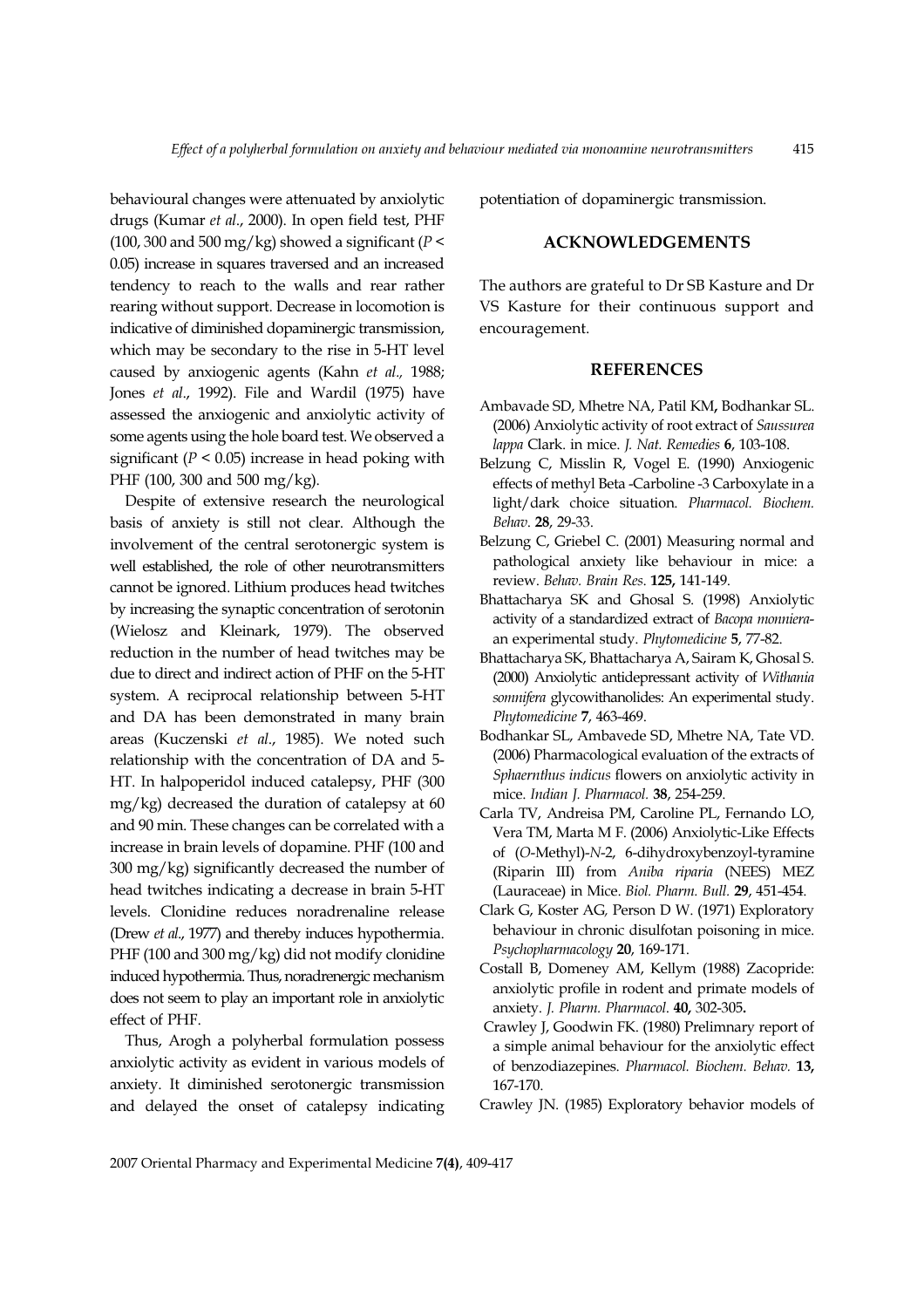behavioural changes were attenuated by anxiolytic drugs (Kumar *et al*., 2000). In open field test, PHF (100, 300 and 500 mg/kg) showed a significant ($P < 0.05$) increase in squares traversed and an increased tendency to reach to the walls and rear rather rearing without support. Decrease in locomotion is indicative of diminished dopaminergic transmission, which may be secondary to the rise in 5-HT level caused by anxiogenic agents (Kahn *et al*., 1988; Jones *et al*., 1992). File and Wardil (1975) have assessed the anxiogenic and anxiolytic activity of some agents using the hole board test. We observed a significant ($P < 0.05$) increase in head poking with PHF (100, 300 and 500 mg/kg).

Despite of extensive research the neurological basis of anxiety is still not clear. Although the involvement of the central serotonergic system is well established, the role of other neurotransmitters cannot be ignored. Lithium produces head twitches by increasing the synaptic concentration of serotonin (Wielosz and Kleinark, 1979). The observed reduction in the number of head twitches may be due to direct and indirect action of PHF on the 5-HT system. A reciprocal relationship between 5-HT and DA has been demonstrated in many brain areas (Kuczenski *et al*., 1985). We noted such relationship with the concentration of DA and 5-HT. In halpoperidol induced catalepsy, PHF (300 mg/kg) decreased the duration of catalepsy at 60 and 90 min. These changes can be correlated with a increase in brain levels of dopamine. PHF (100 and 300 mg/kg) significantly decreased the number of head twitches indicating a decrease in brain 5-HT levels. Clonidine reduces noradrenaline release (Drew *et al*., 1977) and thereby induces hypothermia. PHF (100 and 300 mg/kg) did not modify clonidine induced hypothermia. Thus, noradrenergic mechanism does not seem to play an important role in anxiolytic effect of PHF.

Thus, Arogh a polyherbal formulation possess anxiolytic activity as evident in various models of anxiety. It diminished serotonergic transmission and delayed the onset of catalepsy indicating potentiation of dopaminergic transmission.

## ACKNOWLEDGEMENTS

The authors are grateful to Dr SB Kasture and Dr VS Kasture for their continuous support and encouragement.

## REFERENCES

Ambavade SD, Mhetre NA, Patil KM**,** Bodhankar SL. (2006) Anxiolytic activity of root extract of *Saussurea lappa* Clark. in mice. *J. Nat. Remedies* **6**, 103-108.

Belzung C, Misslin R, Vogel E. (1990) Anxiogenic effects of methyl Beta -Carboline -3 Carboxylate in a light/dark choice situation. *Pharmacol. Biochem. Behav*. **28**, 29-33.

Belzung C, Griebel C. (2001) Measuring normal and pathological anxiety like behaviour in mice: a review. *Behav. Brain Res*. **125,** 141-149.

Bhattacharya SK and Ghosal S. (1998) Anxiolytic activity of a standardized extract of *Bacopa monniera*-an experimental study. *Phytomedicine* **5**, 77-82.

Bhattacharya SK, Bhattacharya A, Sairam K, Ghosal S. (2000) Anxiolytic antidepressant activity of *Withania somnifera* glycowithanolides: An experimental study. *Phytomedicine* **7**, 463-469.

Bodhankar SL, Ambavede SD, Mhetre NA, Tate VD. (2006) Pharmacological evaluation of the extracts of *Sphaernthus indicus* flowers on anxiolytic activity in mice. *Indian J. Pharmacol.* **38**, 254-259.

Carla TV, Andreisa PM, Caroline PL, Fernando LO, Vera TM, Marta M F. (2006) Anxiolytic-Like Effects of (*O*-Methyl)-*N*-2, 6-dihydroxybenzoyl-tyramine (Riparin III) from *Aniba riparia* (NEES) MEZ (Lauraceae) in Mice. *Biol. Pharm. Bull.* **29**, 451-454.

Clark G, Koster AG, Person D W. (1971) Exploratory behaviour in chronic disulfotan poisoning in mice. *Psychopharmacology* **20**, 169-171.

Costall B, Domeney AM, Kellym (1988) Zacopride: anxiolytic profile in rodent and primate models of anxiety. *J. Pharm. Pharmacol*. **40,** 302-305**.**

Crawley J, Goodwin FK. (1980) Prelimnary report of a simple animal behaviour for the anxiolytic effect of benzodiazepines. *Pharmacol. Biochem. Behav.* **13,** 167-170.

Crawley JN. (1985) Exploratory behavior models of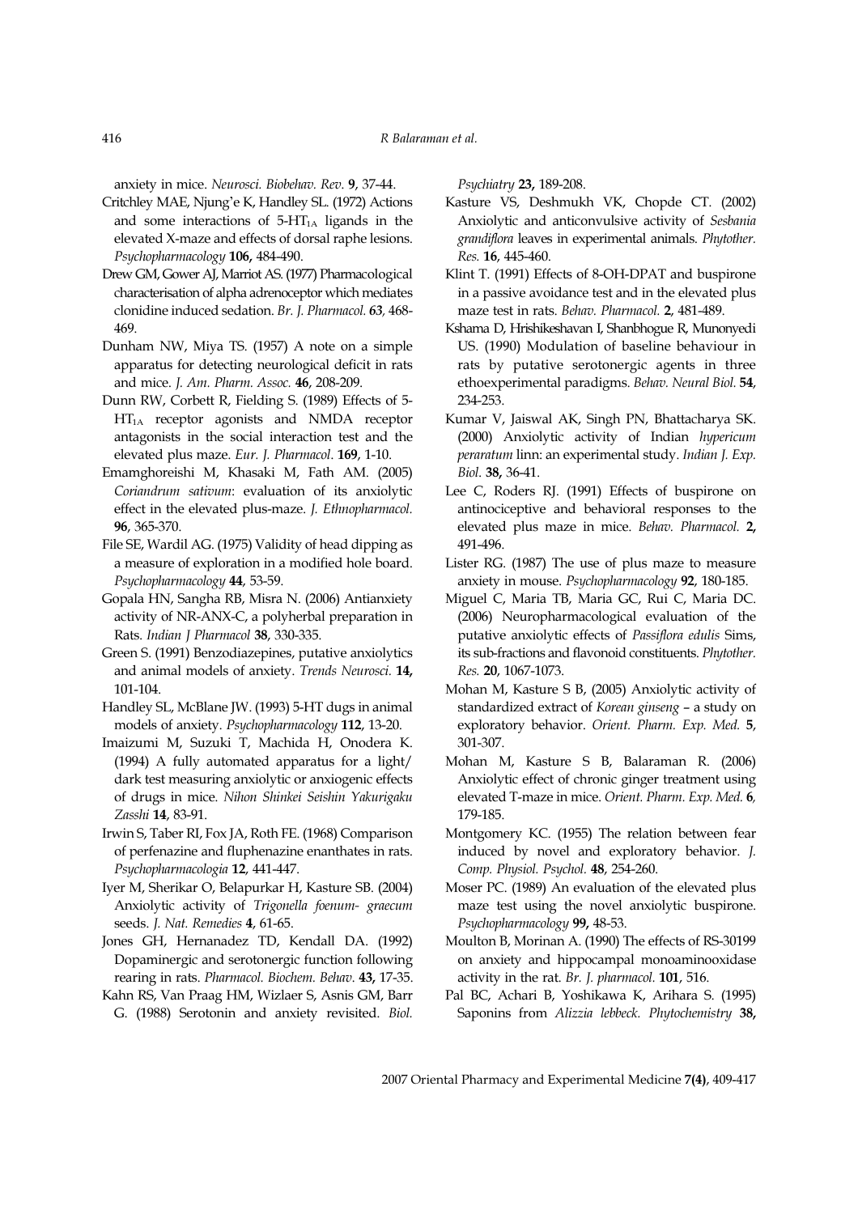anxiety in mice. *Neurosci. Biobehav. Rev*. **9**, 37-44.

Critchley MAE, Njung'e K, Handley SL. (1972) Actions and some interactions of 5-$HT_{1A}$ ligands in the elevated X-maze and effects of dorsal raphe lesions. *Psychopharmacology* **106,** 484-490.

Drew GM, Gower AJ, Marriot AS. (1977) Pharmacological characterisation of alpha adrenoceptor which mediates clonidine induced sedation. *Br. J. Pharmacol.* **63**, 468-469.

Dunham NW, Miya TS. (1957) A note on a simple apparatus for detecting neurological deficit in rats and mice. *J. Am. Pharm. Assoc.* **46**, 208-209.

Dunn RW, Corbett R, Fielding S. (1989) Effects of 5-$HT_{1A}$ receptor agonists and NMDA receptor antagonists in the social interaction test and the elevated plus maze. *Eur. J. Pharmacol*. **169**, 1-10.

Emamghoreishi M, Khasaki M, Fath AM. (2005) *Coriandrum sativum*: evaluation of its anxiolytic effect in the elevated plus-maze. *J. Ethnopharmacol.* **96**, 365-370.

File SE, Wardil AG. (1975) Validity of head dipping as a measure of exploration in a modified hole board. *Psychopharmacology* **44**, 53-59.

Gopala HN, Sangha RB, Misra N. (2006) Antianxiety activity of NR-ANX-C, a polyherbal preparation in Rats. *Indian J Pharmacol* **38**, 330-335.

Green S. (1991) Benzodiazepines, putative anxiolytics and animal models of anxiety. *Trends Neurosci.* **14,** 101-104.

Handley SL, McBlane JW. (1993) 5-HT dugs in animal models of anxiety. *Psychopharmacology* **112**, 13-20.

Imaizumi M, Suzuki T, Machida H, Onodera K. (1994) A fully automated apparatus for a light/dark test measuring anxiolytic or anxiogenic effects of drugs in mice. *Nihon Shinkei Seishin Yakurigaku Zasshi* **14**, 83-91.

Irwin S, Taber RI, Fox JA, Roth FE. (1968) Comparison of perfenazine and fluphenazine enanthates in rats. *Psychopharmacologia* **12**, 441-447.

Iyer M, Sherikar O, Belapurkar H, Kasture SB. (2004) Anxiolytic activity of *Trigonella foenum- graecum* seeds. *J. Nat. Remedies* **4**, 61-65.

Jones GH, Hernanadez TD, Kendall DA. (1992) Dopaminergic and serotonergic function following rearing in rats. *Pharmacol. Biochem. Behav*. **43,** 17-35.

Kahn RS, Van Praag HM, Wizlaer S, Asnis GM, Barr G. (1988) Serotonin and anxiety revisited. *Biol. Psychiatry* **23,** 189-208.

Kasture VS, Deshmukh VK, Chopde CT. (2002) Anxiolytic and anticonvulsive activity of *Sesbania grandiflora* leaves in experimental animals. *Phytother. Res.* **16**, 445-460.

Klint T. (1991) Effects of 8-OH-DPAT and buspirone in a passive avoidance test and in the elevated plus maze test in rats. *Behav. Pharmacol.* **2**, 481-489.

Kshama D, Hrishikeshavan I, Shanbhogue R, Munonyedi US. (1990) Modulation of baseline behaviour in rats by putative serotonergic agents in three ethoexperimental paradigms. *Behav. Neural Biol.* **54**, 234-253.

Kumar V, Jaiswal AK, Singh PN, Bhattacharya SK. (2000) Anxiolytic activity of Indian *hypericum peraratum* linn: an experimental study. *Indian J. Exp. Biol*. **38,** 36-41.

Lee C, Roders RJ. (1991) Effects of buspirone on antinociceptive and behavioral responses to the elevated plus maze in mice. *Behav. Pharmacol.* **2,** 491-496.

Lister RG. (1987) The use of plus maze to measure anxiety in mouse. *Psychopharmacology* **92**, 180-185.

Miguel C, Maria TB, Maria GC, Rui C, Maria DC. (2006) Neuropharmacological evaluation of the putative anxiolytic effects of *Passiflora edulis* Sims, its sub-fractions and flavonoid constituents. *Phytother. Res.* **20**, 1067-1073.

Mohan M, Kasture S B, (2005) Anxiolytic activity of standardized extract of *Korean ginseng* – a study on exploratory behavior. *Orient. Pharm. Exp. Med.* **5**, 301-307.

Mohan M, Kasture S B, Balaraman R. (2006) Anxiolytic effect of chronic ginger treatment using elevated T-maze in mice. *Orient. Pharm. Exp. Med.* **6**, 179-185.

Montgomery KC. (1955) The relation between fear induced by novel and exploratory behavior. *J. Comp. Physiol. Psychol.* **48**, 254-260.

Moser PC. (1989) An evaluation of the elevated plus maze test using the novel anxiolytic buspirone. *Psychopharmacology* **99,** 48-53.

Moulton B, Morinan A. (1990) The effects of RS-30199 on anxiety and hippocampal monoaminooxidase activity in the rat. *Br. J. pharmacol.* **101**, 516.

Pal BC, Achari B, Yoshikawa K, Arihara S. (1995) Saponins from *Alizzia lebbeck. Phytochemistry* **38,**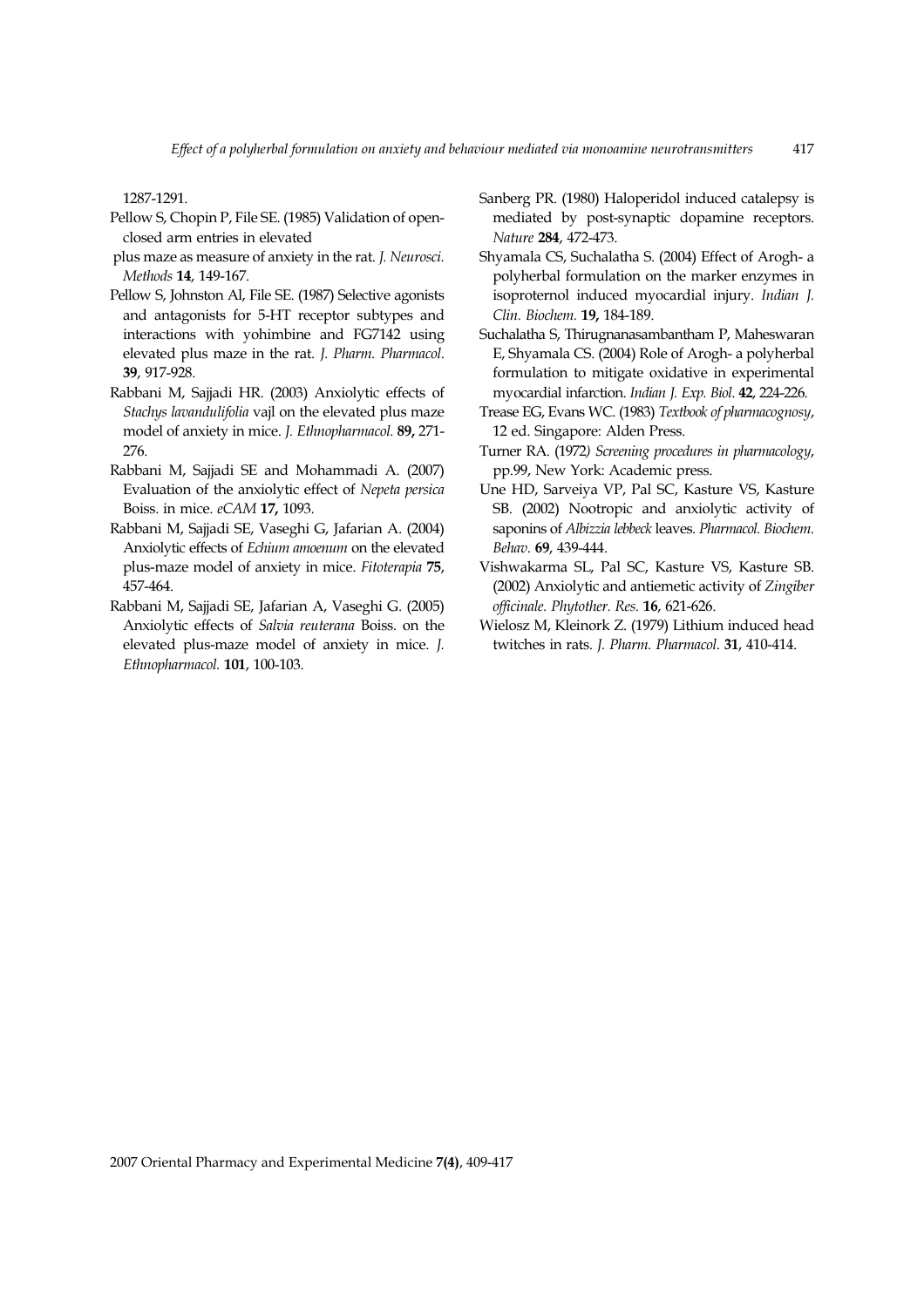1287-1291.

Pellow S, Chopin P, File SE. (1985) Validation of open-closed arm entries in elevated
plus maze as measure of anxiety in the rat. *J. Neurosci. Methods* **14**, 149-167.

Pellow S, Johnston Al, File SE. (1987) Selective agonists and antagonists for 5-HT receptor subtypes and interactions with yohimbine and FG7142 using elevated plus maze in the rat. *J. Pharm. Pharmacol*. **39**, 917-928.

Rabbani M, Sajjadi HR. (2003) Anxiolytic effects of *Stachys lavandulifolia* vajl on the elevated plus maze model of anxiety in mice. *J. Ethnopharmacol.* **89,** 271-276.

Rabbani M, Sajjadi SE and Mohammadi A. (2007) Evaluation of the anxiolytic effect of *Nepeta persica* Boiss. in mice. *eCAM* **17,** 1093.

Rabbani M, Sajjadi SE, Vaseghi G, Jafarian A. (2004) Anxiolytic effects of *Echium amoenum* on the elevated plus-maze model of anxiety in mice. *Fitoterapia* **75**, 457-464.

Rabbani M, Sajjadi SE, Jafarian A, Vaseghi G. (2005) Anxiolytic effects of *Salvia reuterana* Boiss. on the elevated plus-maze model of anxiety in mice. *J. Ethnopharmacol.* **101**, 100-103.

Sanberg PR. (1980) Haloperidol induced catalepsy is mediated by post-synaptic dopamine receptors. *Nature* **284**, 472-473.

Shyamala CS, Suchalatha S. (2004) Effect of Arogh- a polyherbal formulation on the marker enzymes in isoproternol induced myocardial injury. *Indian J. Clin. Biochem.* **19,** 184-189.

Suchalatha S, Thirugnanasambantham P, Maheswaran E, Shyamala CS. (2004) Role of Arogh- a polyherbal formulation to mitigate oxidative in experimental myocardial infarction. *Indian J. Exp. Biol.* **42**, 224-226.

Trease EG, Evans WC. (1983) *Textbook of pharmacognosy*, 12 ed. Singapore: Alden Press.

Turner RA. (1972*) Screening procedures in pharmacology*, pp.99, New York: Academic press.

Une HD, Sarveiya VP, Pal SC, Kasture VS, Kasture SB. (2002) Nootropic and anxiolytic activity of saponins of *Albizzia lebbeck* leaves. *Pharmacol. Biochem. Behav*. **69**, 439-444.

Vishwakarma SL, Pal SC, Kasture VS, Kasture SB. (2002) Anxiolytic and antiemetic activity of *Zingiber officinale. Phytother. Res.* **16**, 621-626.

Wielosz M, Kleinork Z. (1979) Lithium induced head twitches in rats. *J. Pharm. Pharmacol*. **31**, 410-414.